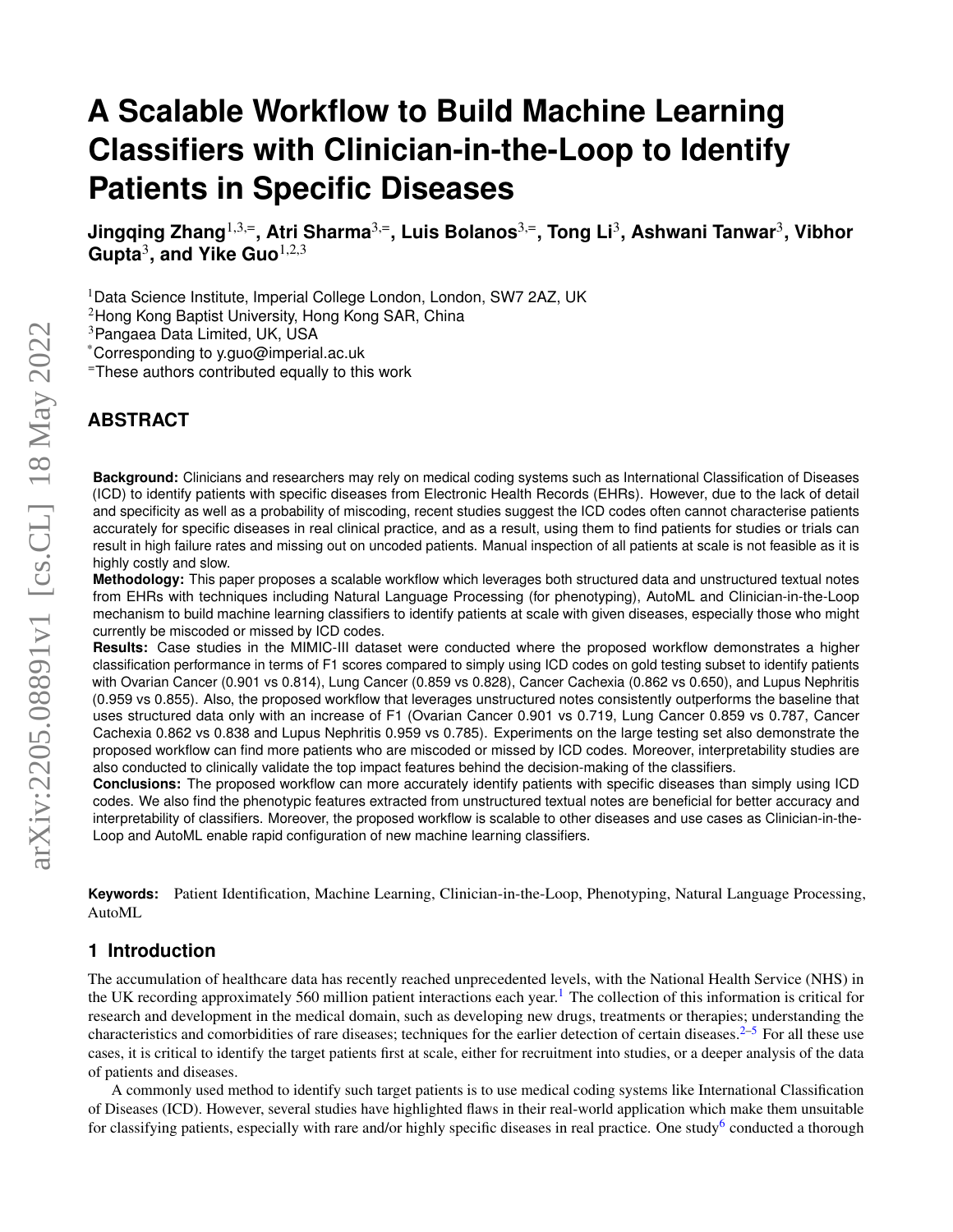# A Scalable Workflow to Build Machine Learning Classifiers with Clinician-in-the-Loop to Identify Patients in Specific Diseases

**Jingqing Zhang**[1,3,=], **Atri Sharma**[3,=], **Luis Bolanos**[3,=], **Tong Li**[3], **Ashwani Tanwar**[3], **Vibhor Gupta**[3], **and Yike Guo**[1,2,3]

[1]Data Science Institute, Imperial College London, London, SW7 2AZ, UK
[2]Hong Kong Baptist University, Hong Kong SAR, China
[3]Pangaea Data Limited, UK, USA
[*]Corresponding to y.guo@imperial.ac.uk
[=]These authors contributed equally to this work

## ABSTRACT

**Background:** Clinicians and researchers may rely on medical coding systems such as International Classification of Diseases (ICD) to identify patients with specific diseases from Electronic Health Records (EHRs). However, due to the lack of detail and specificity as well as a probability of miscoding, recent studies suggest the ICD codes often cannot characterise patients accurately for specific diseases in real clinical practice, and as a result, using them to find patients for studies or trials can result in high failure rates and missing out on uncoded patients. Manual inspection of all patients at scale is not feasible as it is highly costly and slow.

**Methodology:** This paper proposes a scalable workflow which leverages both structured data and unstructured textual notes from EHRs with techniques including Natural Language Processing (for phenotyping), AutoML and Clinician-in-the-Loop mechanism to build machine learning classifiers to identify patients at scale with given diseases, especially those who might currently be miscoded or missed by ICD codes.

**Results:** Case studies in the MIMIC-III dataset were conducted where the proposed workflow demonstrates a higher classification performance in terms of F1 scores compared to simply using ICD codes on gold testing subset to identify patients with Ovarian Cancer (0.901 vs 0.814), Lung Cancer (0.859 vs 0.828), Cancer Cachexia (0.862 vs 0.650), and Lupus Nephritis (0.959 vs 0.855). Also, the proposed workflow that leverages unstructured notes consistently outperforms the baseline that uses structured data only with an increase of F1 (Ovarian Cancer 0.901 vs 0.719, Lung Cancer 0.859 vs 0.787, Cancer Cachexia 0.862 vs 0.838 and Lupus Nephritis 0.959 vs 0.785). Experiments on the large testing set also demonstrate the proposed workflow can find more patients who are miscoded or missed by ICD codes. Moreover, interpretability studies are also conducted to clinically validate the top impact features behind the decision-making of the classifiers.

**Conclusions:** The proposed workflow can more accurately identify patients with specific diseases than simply using ICD codes. We also find the phenotypic features extracted from unstructured textual notes are beneficial for better accuracy and interpretability of classifiers. Moreover, the proposed workflow is scalable to other diseases and use cases as Clinician-in-the-Loop and AutoML enable rapid configuration of new machine learning classifiers.

**Keywords:** Patient Identification, Machine Learning, Clinician-in-the-Loop, Phenotyping, Natural Language Processing, AutoML

## 1 Introduction

The accumulation of healthcare data has recently reached unprecedented levels, with the National Health Service (NHS) in the UK recording approximately 560 million patient interactions each year.[1] The collection of this information is critical for research and development in the medical domain, such as developing new drugs, treatments or therapies; understanding the characteristics and comorbidities of rare diseases; techniques for the earlier detection of certain diseases.[2–5] For all these use cases, it is critical to identify the target patients first at scale, either for recruitment into studies, or a deeper analysis of the data of patients and diseases.

A commonly used method to identify such target patients is to use medical coding systems like International Classification of Diseases (ICD). However, several studies have highlighted flaws in their real-world application which make them unsuitable for classifying patients, especially with rare and/or highly specific diseases in real practice. One study[6] conducted a thorough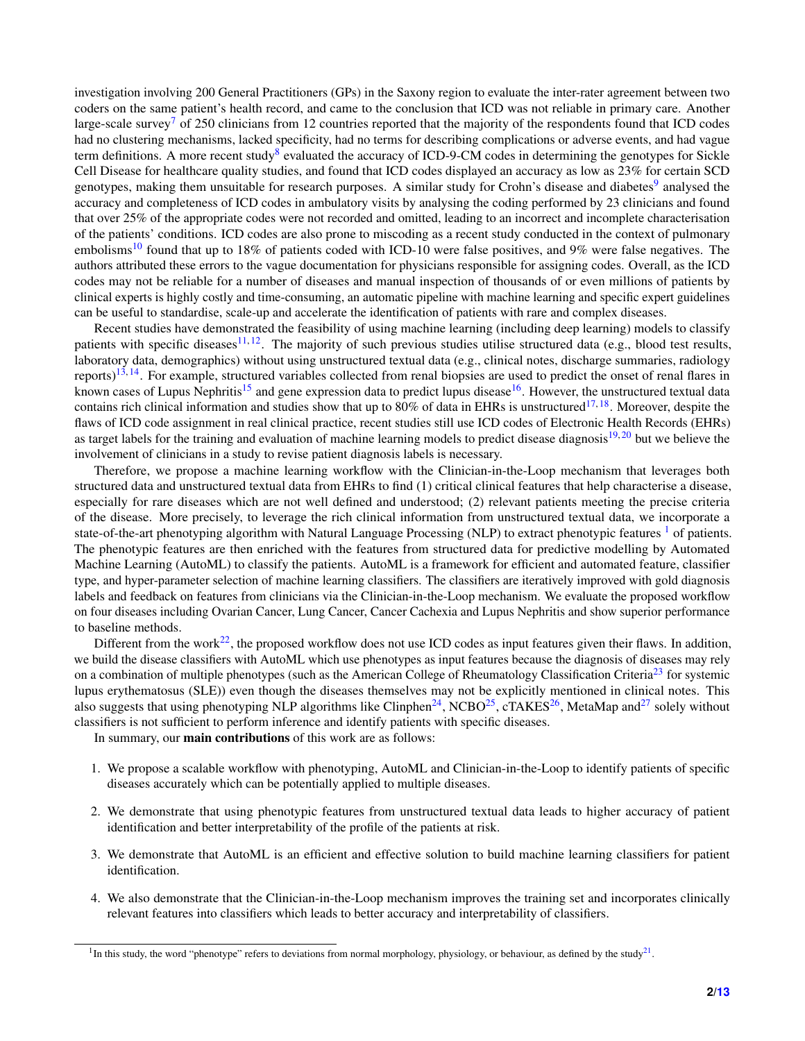investigation involving 200 General Practitioners (GPs) in the Saxony region to evaluate the inter-rater agreement between two coders on the same patient's health record, and came to the conclusion that ICD was not reliable in primary care. Another large-scale survey[7] of 250 clinicians from 12 countries reported that the majority of the respondents found that ICD codes had no clustering mechanisms, lacked specificity, had no terms for describing complications or adverse events, and had vague term definitions. A more recent study[8] evaluated the accuracy of ICD-9-CM codes in determining the genotypes for Sickle Cell Disease for healthcare quality studies, and found that ICD codes displayed an accuracy as low as 23% for certain SCD genotypes, making them unsuitable for research purposes. A similar study for Crohn's disease and diabetes[9] analysed the accuracy and completeness of ICD codes in ambulatory visits by analysing the coding performed by 23 clinicians and found that over 25% of the appropriate codes were not recorded and omitted, leading to an incorrect and incomplete characterisation of the patients' conditions. ICD codes are also prone to miscoding as a recent study conducted in the context of pulmonary embolisms[10] found that up to 18% of patients coded with ICD-10 were false positives, and 9% were false negatives. The authors attributed these errors to the vague documentation for physicians responsible for assigning codes. Overall, as the ICD codes may not be reliable for a number of diseases and manual inspection of thousands of or even millions of patients by clinical experts is highly costly and time-consuming, an automatic pipeline with machine learning and specific expert guidelines can be useful to standardise, scale-up and accelerate the identification of patients with rare and complex diseases.

Recent studies have demonstrated the feasibility of using machine learning (including deep learning) models to classify patients with specific diseases[11,12]. The majority of such previous studies utilise structured data (e.g., blood test results, laboratory data, demographics) without using unstructured textual data (e.g., clinical notes, discharge summaries, radiology reports)[13,14]. For example, structured variables collected from renal biopsies are used to predict the onset of renal flares in known cases of Lupus Nephritis[15] and gene expression data to predict lupus disease[16]. However, the unstructured textual data contains rich clinical information and studies show that up to 80% of data in EHRs is unstructured[17,18]. Moreover, despite the flaws of ICD code assignment in real clinical practice, recent studies still use ICD codes of Electronic Health Records (EHRs) as target labels for the training and evaluation of machine learning models to predict disease diagnosis[19,20] but we believe the involvement of clinicians in a study to revise patient diagnosis labels is necessary.

Therefore, we propose a machine learning workflow with the Clinician-in-the-Loop mechanism that leverages both structured data and unstructured textual data from EHRs to find (1) critical clinical features that help characterise a disease, especially for rare diseases which are not well defined and understood; (2) relevant patients meeting the precise criteria of the disease. More precisely, to leverage the rich clinical information from unstructured textual data, we incorporate a state-of-the-art phenotyping algorithm with Natural Language Processing (NLP) to extract phenotypic features [1] of patients. The phenotypic features are then enriched with the features from structured data for predictive modelling by Automated Machine Learning (AutoML) to classify the patients. AutoML is a framework for efficient and automated feature, classifier type, and hyper-parameter selection of machine learning classifiers. The classifiers are iteratively improved with gold diagnosis labels and feedback on features from clinicians via the Clinician-in-the-Loop mechanism. We evaluate the proposed workflow on four diseases including Ovarian Cancer, Lung Cancer, Cancer Cachexia and Lupus Nephritis and show superior performance to baseline methods.

Different from the work[22], the proposed workflow does not use ICD codes as input features given their flaws. In addition, we build the disease classifiers with AutoML which use phenotypes as input features because the diagnosis of diseases may rely on a combination of multiple phenotypes (such as the American College of Rheumatology Classification Criteria[23] for systemic lupus erythematosus (SLE)) even though the diseases themselves may not be explicitly mentioned in clinical notes. This also suggests that using phenotyping NLP algorithms like Clinphen[24], NCBO[25], cTAKES[26], MetaMap and[27] solely without classifiers is not sufficient to perform inference and identify patients with specific diseases.

In summary, our **main contributions** of this work are as follows:

1. We propose a scalable workflow with phenotyping, AutoML and Clinician-in-the-Loop to identify patients of specific diseases accurately which can be potentially applied to multiple diseases.
2. We demonstrate that using phenotypic features from unstructured textual data leads to higher accuracy of patient identification and better interpretability of the profile of the patients at risk.
3. We demonstrate that AutoML is an efficient and effective solution to build machine learning classifiers for patient identification.
4. We also demonstrate that the Clinician-in-the-Loop mechanism improves the training set and incorporates clinically relevant features into classifiers which leads to better accuracy and interpretability of classifiers.

---

[1] In this study, the word "phenotype" refers to deviations from normal morphology, physiology, or behaviour, as defined by the study[21].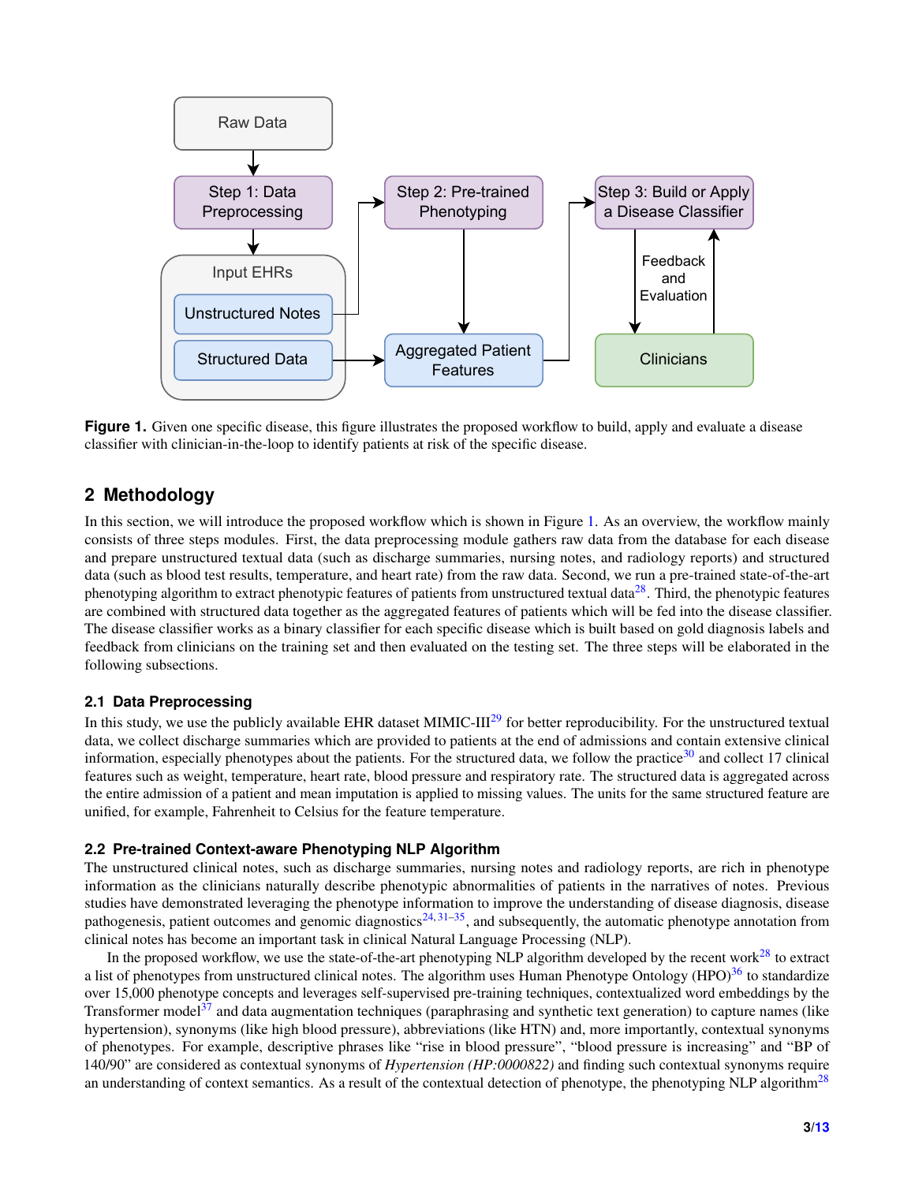**Figure 1.** Given one specific disease, this figure illustrates the proposed workflow to build, apply and evaluate a disease classifier with clinician-in-the-loop to identify patients at risk of the specific disease.

## 2 Methodology

In this section, we will introduce the proposed workflow which is shown in Figure 1. As an overview, the workflow mainly consists of three steps modules. First, the data preprocessing module gathers raw data from the database for each disease and prepare unstructured textual data (such as discharge summaries, nursing notes, and radiology reports) and structured data (such as blood test results, temperature, and heart rate) from the raw data. Second, we run a pre-trained state-of-the-art phenotyping algorithm to extract phenotypic features of patients from unstructured textual data[28]. Third, the phenotypic features are combined with structured data together as the aggregated features of patients which will be fed into the disease classifier. The disease classifier works as a binary classifier for each specific disease which is built based on gold diagnosis labels and feedback from clinicians on the training set and then evaluated on the testing set. The three steps will be elaborated in the following subsections.

### 2.1 Data Preprocessing

In this study, we use the publicly available EHR dataset MIMIC-III[29] for better reproducibility. For the unstructured textual data, we collect discharge summaries which are provided to patients at the end of admissions and contain extensive clinical information, especially phenotypes about the patients. For the structured data, we follow the practice[30] and collect 17 clinical features such as weight, temperature, heart rate, blood pressure and respiratory rate. The structured data is aggregated across the entire admission of a patient and mean imputation is applied to missing values. The units for the same structured feature are unified, for example, Fahrenheit to Celsius for the feature temperature.

### 2.2 Pre-trained Context-aware Phenotyping NLP Algorithm

The unstructured clinical notes, such as discharge summaries, nursing notes and radiology reports, are rich in phenotype information as the clinicians naturally describe phenotypic abnormalities of patients in the narratives of notes. Previous studies have demonstrated leveraging the phenotype information to improve the understanding of disease diagnosis, disease pathogenesis, patient outcomes and genomic diagnostics[24, 31–35], and subsequently, the automatic phenotype annotation from clinical notes has become an important task in clinical Natural Language Processing (NLP).

In the proposed workflow, we use the state-of-the-art phenotyping NLP algorithm developed by the recent work[28] to extract a list of phenotypes from unstructured clinical notes. The algorithm uses Human Phenotype Ontology (HPO)[36] to standardize over 15,000 phenotype concepts and leverages self-supervised pre-training techniques, contextualized word embeddings by the Transformer model[37] and data augmentation techniques (paraphrasing and synthetic text generation) to capture names (like hypertension), synonyms (like high blood pressure), abbreviations (like HTN) and, more importantly, contextual synonyms of phenotypes. For example, descriptive phrases like "rise in blood pressure", "blood pressure is increasing" and "BP of 140/90" are considered as contextual synonyms of *Hypertension (HP:0000822)* and finding such contextual synonyms require an understanding of context semantics. As a result of the contextual detection of phenotype, the phenotyping NLP algorithm[28]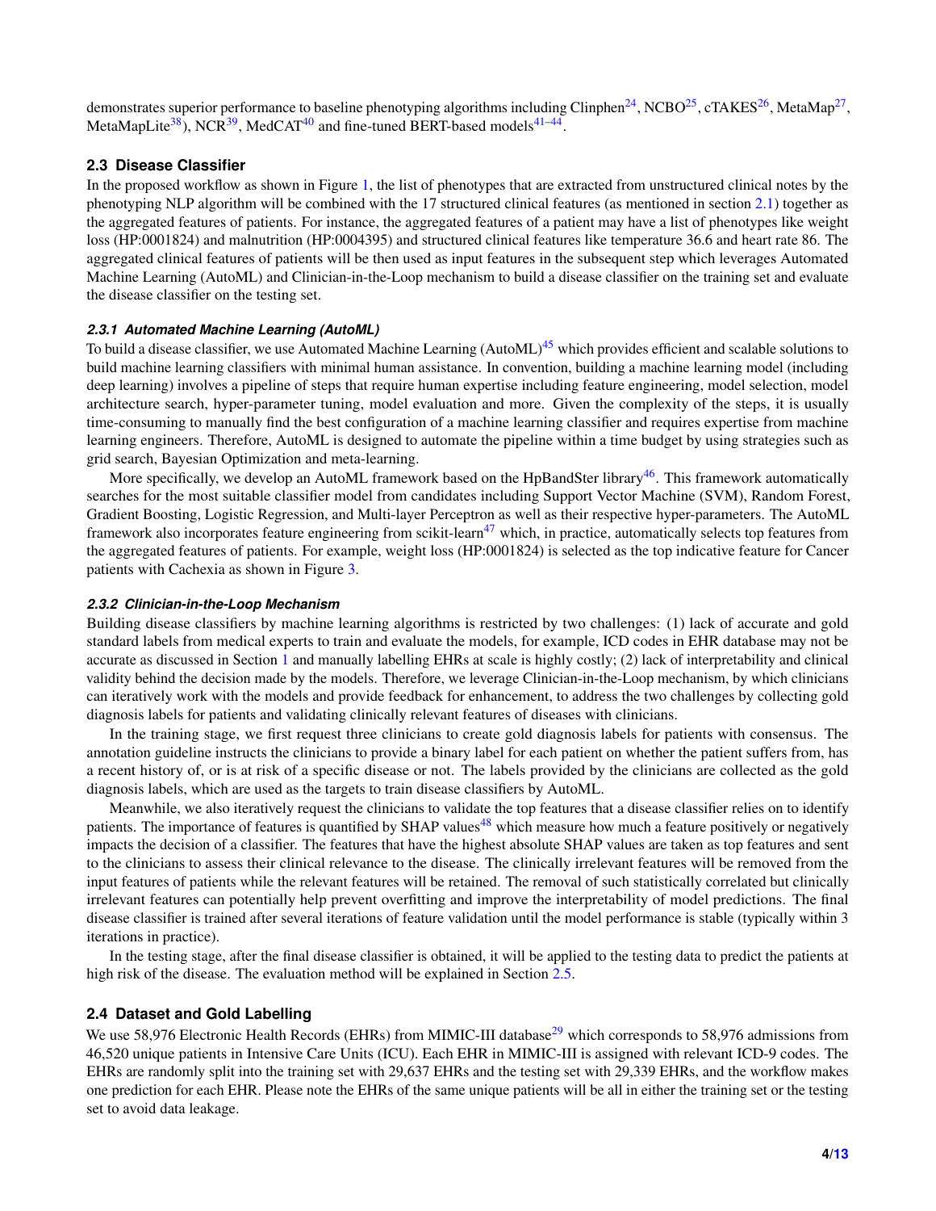demonstrates superior performance to baseline phenotyping algorithms including Clinphen[24], NCBO[25], cTAKES[26], MetaMap[27], MetaMapLite[38]), NCR[39], MedCAT[40] and fine-tuned BERT-based models[41–44].

### 2.3 Disease Classifier

In the proposed workflow as shown in Figure 1, the list of phenotypes that are extracted from unstructured clinical notes by the phenotyping NLP algorithm will be combined with the 17 structured clinical features (as mentioned in section 2.1) together as the aggregated features of patients. For instance, the aggregated features of a patient may have a list of phenotypes like weight loss (HP:0001824) and malnutrition (HP:0004395) and structured clinical features like temperature 36.6 and heart rate 86. The aggregated clinical features of patients will be then used as input features in the subsequent step which leverages Automated Machine Learning (AutoML) and Clinician-in-the-Loop mechanism to build a disease classifier on the training set and evaluate the disease classifier on the testing set.

#### *2.3.1 Automated Machine Learning (AutoML)*

To build a disease classifier, we use Automated Machine Learning (AutoML)[45] which provides efficient and scalable solutions to build machine learning classifiers with minimal human assistance. In convention, building a machine learning model (including deep learning) involves a pipeline of steps that require human expertise including feature engineering, model selection, model architecture search, hyper-parameter tuning, model evaluation and more. Given the complexity of the steps, it is usually time-consuming to manually find the best configuration of a machine learning classifier and requires expertise from machine learning engineers. Therefore, AutoML is designed to automate the pipeline within a time budget by using strategies such as grid search, Bayesian Optimization and meta-learning.

More specifically, we develop an AutoML framework based on the HpBandSter library[46]. This framework automatically searches for the most suitable classifier model from candidates including Support Vector Machine (SVM), Random Forest, Gradient Boosting, Logistic Regression, and Multi-layer Perceptron as well as their respective hyper-parameters. The AutoML framework also incorporates feature engineering from scikit-learn[47] which, in practice, automatically selects top features from the aggregated features of patients. For example, weight loss (HP:0001824) is selected as the top indicative feature for Cancer patients with Cachexia as shown in Figure 3.

#### *2.3.2 Clinician-in-the-Loop Mechanism*

Building disease classifiers by machine learning algorithms is restricted by two challenges: (1) lack of accurate and gold standard labels from medical experts to train and evaluate the models, for example, ICD codes in EHR database may not be accurate as discussed in Section 1 and manually labelling EHRs at scale is highly costly; (2) lack of interpretability and clinical validity behind the decision made by the models. Therefore, we leverage Clinician-in-the-Loop mechanism, by which clinicians can iteratively work with the models and provide feedback for enhancement, to address the two challenges by collecting gold diagnosis labels for patients and validating clinically relevant features of diseases with clinicians.

In the training stage, we first request three clinicians to create gold diagnosis labels for patients with consensus. The annotation guideline instructs the clinicians to provide a binary label for each patient on whether the patient suffers from, has a recent history of, or is at risk of a specific disease or not. The labels provided by the clinicians are collected as the gold diagnosis labels, which are used as the targets to train disease classifiers by AutoML.

Meanwhile, we also iteratively request the clinicians to validate the top features that a disease classifier relies on to identify patients. The importance of features is quantified by SHAP values[48] which measure how much a feature positively or negatively impacts the decision of a classifier. The features that have the highest absolute SHAP values are taken as top features and sent to the clinicians to assess their clinical relevance to the disease. The clinically irrelevant features will be removed from the input features of patients while the relevant features will be retained. The removal of such statistically correlated but clinically irrelevant features can potentially help prevent overfitting and improve the interpretability of model predictions. The final disease classifier is trained after several iterations of feature validation until the model performance is stable (typically within 3 iterations in practice).

In the testing stage, after the final disease classifier is obtained, it will be applied to the testing data to predict the patients at high risk of the disease. The evaluation method will be explained in Section 2.5.

### 2.4 Dataset and Gold Labelling

We use 58,976 Electronic Health Records (EHRs) from MIMIC-III database[29] which corresponds to 58,976 admissions from 46,520 unique patients in Intensive Care Units (ICU). Each EHR in MIMIC-III is assigned with relevant ICD-9 codes. The EHRs are randomly split into the training set with 29,637 EHRs and the testing set with 29,339 EHRs, and the workflow makes one prediction for each EHR. Please note the EHRs of the same unique patients will be all in either the training set or the testing set to avoid data leakage.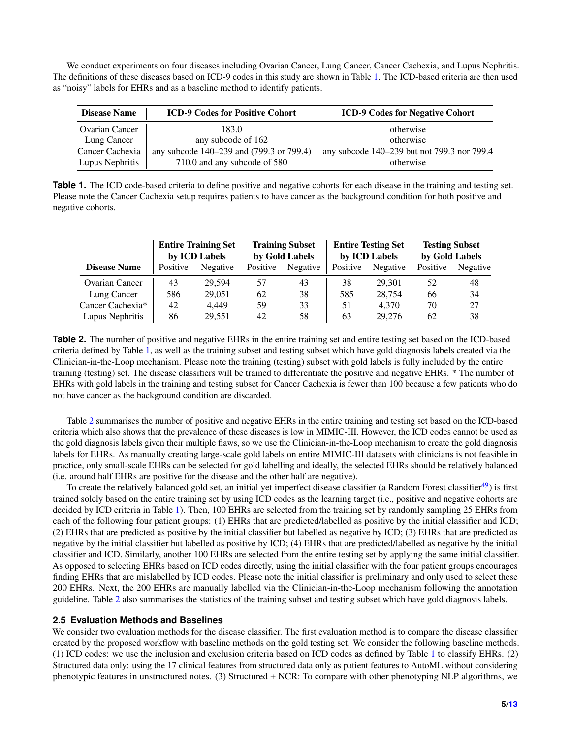We conduct experiments on four diseases including Ovarian Cancer, Lung Cancer, Cancer Cachexia, and Lupus Nephritis. The definitions of these diseases based on ICD-9 codes in this study are shown in Table 1. The ICD-based criteria are then used as "noisy" labels for EHRs and as a baseline method to identify patients.

| Disease Name | ICD-9 Codes for Positive Cohort | ICD-9 Codes for Negative Cohort |
|---|---|---|
| Ovarian Cancer | 183.0 | otherwise |
| Lung Cancer | any subcode of 162 | otherwise |
| Cancer Cachexia | any subcode 140–239 and (799.3 or 799.4) | any subcode 140–239 but not 799.3 nor 799.4 |
| Lupus Nephritis | 710.0 and any subcode of 580 | otherwise |

**Table 1.** The ICD code-based criteria to define positive and negative cohorts for each disease in the training and testing set. Please note the Cancer Cachexia setup requires patients to have cancer as the background condition for both positive and negative cohorts.

| | Entire Training Set by ICD Labels | | Training Subset by Gold Labels | | Entire Testing Set by ICD Labels | | Testing Subset by Gold Labels | |
|---|---|---|---|---|---|---|---|---|
| **Disease Name** | Positive | Negative | Positive | Negative | Positive | Negative | Positive | Negative |
| Ovarian Cancer | 43 | 29,594 | 57 | 43 | 38 | 29,301 | 52 | 48 |
| Lung Cancer | 586 | 29,051 | 62 | 38 | 585 | 28,754 | 66 | 34 |
| Cancer Cachexia* | 42 | 4,449 | 59 | 33 | 51 | 4,370 | 70 | 27 |
| Lupus Nephritis | 86 | 29,551 | 42 | 58 | 63 | 29,276 | 62 | 38 |

**Table 2.** The number of positive and negative EHRs in the entire training set and entire testing set based on the ICD-based criteria defined by Table 1, as well as the training subset and testing subset which have gold diagnosis labels created via the Clinician-in-the-Loop mechanism. Please note the training (testing) subset with gold labels is fully included by the entire training (testing) set. The disease classifiers will be trained to differentiate the positive and negative EHRs. * The number of EHRs with gold labels in the training and testing subset for Cancer Cachexia is fewer than 100 because a few patients who do not have cancer as the background condition are discarded.

Table 2 summarises the number of positive and negative EHRs in the entire training and testing set based on the ICD-based criteria which also shows that the prevalence of these diseases is low in MIMIC-III. However, the ICD codes cannot be used as the gold diagnosis labels given their multiple flaws, so we use the Clinician-in-the-Loop mechanism to create the gold diagnosis labels for EHRs. As manually creating large-scale gold labels on entire MIMIC-III datasets with clinicians is not feasible in practice, only small-scale EHRs can be selected for gold labelling and ideally, the selected EHRs should be relatively balanced (i.e. around half EHRs are positive for the disease and the other half are negative).

To create the relatively balanced gold set, an initial yet imperfect disease classifier (a Random Forest classifier[49]) is first trained solely based on the entire training set by using ICD codes as the learning target (i.e., positive and negative cohorts are decided by ICD criteria in Table 1). Then, 100 EHRs are selected from the training set by randomly sampling 25 EHRs from each of the following four patient groups: (1) EHRs that are predicted/labelled as positive by the initial classifier and ICD; (2) EHRs that are predicted as positive by the initial classifier but labelled as negative by ICD; (3) EHRs that are predicted as negative by the initial classifier but labelled as positive by ICD; (4) EHRs that are predicted/labelled as negative by the initial classifier and ICD. Similarly, another 100 EHRs are selected from the entire testing set by applying the same initial classifier. As opposed to selecting EHRs based on ICD codes directly, using the initial classifier with the four patient groups encourages finding EHRs that are mislabelled by ICD codes. Please note the initial classifier is preliminary and only used to select these 200 EHRs. Next, the 200 EHRs are manually labelled via the Clinician-in-the-Loop mechanism following the annotation guideline. Table 2 also summarises the statistics of the training subset and testing subset which have gold diagnosis labels.

### 2.5 Evaluation Methods and Baselines

We consider two evaluation methods for the disease classifier. The first evaluation method is to compare the disease classifier created by the proposed workflow with baseline methods on the gold testing set. We consider the following baseline methods. (1) ICD codes: we use the inclusion and exclusion criteria based on ICD codes as defined by Table 1 to classify EHRs. (2) Structured data only: using the 17 clinical features from structured data only as patient features to AutoML without considering phenotypic features in unstructured notes. (3) Structured + NCR: To compare with other phenotyping NLP algorithms, we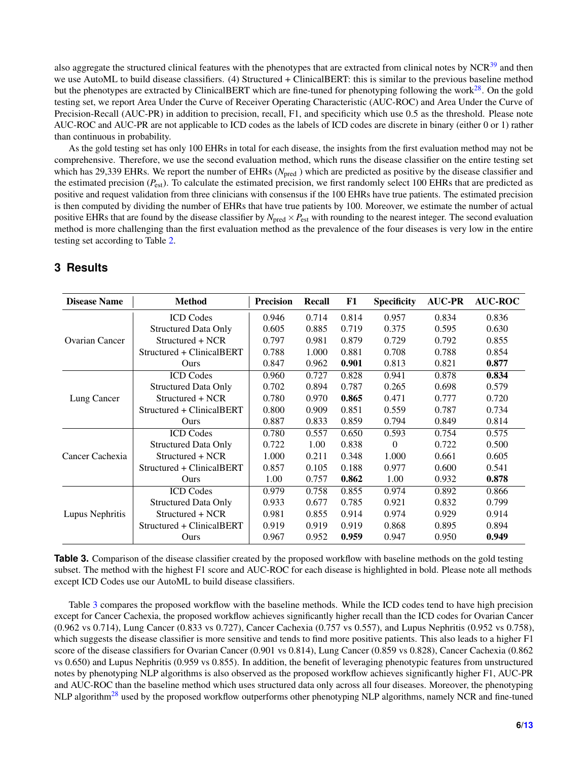also aggregate the structured clinical features with the phenotypes that are extracted from clinical notes by NCR[39] and then we use AutoML to build disease classifiers. (4) Structured + ClinicalBERT: this is similar to the previous baseline method but the phenotypes are extracted by ClinicalBERT which are fine-tuned for phenotyping following the work[28]. On the gold testing set, we report Area Under the Curve of Receiver Operating Characteristic (AUC-ROC) and Area Under the Curve of Precision-Recall (AUC-PR) in addition to precision, recall, F1, and specificity which use 0.5 as the threshold. Please note AUC-ROC and AUC-PR are not applicable to ICD codes as the labels of ICD codes are discrete in binary (either 0 or 1) rather than continuous in probability.

As the gold testing set has only 100 EHRs in total for each disease, the insights from the first evaluation method may not be comprehensive. Therefore, we use the second evaluation method, which runs the disease classifier on the entire testing set which has 29,339 EHRs. We report the number of EHRs ($N_{\text{pred}}$ ) which are predicted as positive by the disease classifier and the estimated precision ($P_{\text{est}}$). To calculate the estimated precision, we first randomly select 100 EHRs that are predicted as positive and request validation from three clinicians with consensus if the 100 EHRs have true patients. The estimated precision is then computed by dividing the number of EHRs that have true patients by 100. Moreover, we estimate the number of actual positive EHRs that are found by the disease classifier by $N_{\text{pred}} \times P_{\text{est}}$ with rounding to the nearest integer. The second evaluation method is more challenging than the first evaluation method as the prevalence of the four diseases is very low in the entire testing set according to Table 2.

## 3 Results

| Disease Name | Method | Precision | Recall | F1 | Specificity | AUC-PR | AUC-ROC |
|---|---|---|---|---|---|---|---|
| Ovarian Cancer | ICD Codes | 0.946 | 0.714 | 0.814 | 0.957 | 0.834 | 0.836 |
| | Structured Data Only | 0.605 | 0.885 | 0.719 | 0.375 | 0.595 | 0.630 |
| | Structured + NCR | 0.797 | 0.981 | 0.879 | 0.729 | 0.792 | 0.855 |
| | Structured + ClinicalBERT | 0.788 | 1.000 | 0.881 | 0.708 | 0.788 | 0.854 |
| | Ours | 0.847 | 0.962 | **0.901** | 0.813 | 0.821 | **0.877** |
| Lung Cancer | ICD Codes | 0.960 | 0.727 | 0.828 | 0.941 | 0.878 | **0.834** |
| | Structured Data Only | 0.702 | 0.894 | 0.787 | 0.265 | 0.698 | 0.579 |
| | Structured + NCR | 0.780 | 0.970 | **0.865** | 0.471 | 0.777 | 0.720 |
| | Structured + ClinicalBERT | 0.800 | 0.909 | 0.851 | 0.559 | 0.787 | 0.734 |
| | Ours | 0.887 | 0.833 | 0.859 | 0.794 | 0.849 | 0.814 |
| Cancer Cachexia | ICD Codes | 0.780 | 0.557 | 0.650 | 0.593 | 0.754 | 0.575 |
| | Structured Data Only | 0.722 | 1.00 | 0.838 | 0 | 0.722 | 0.500 |
| | Structured + NCR | 1.000 | 0.211 | 0.348 | 1.000 | 0.661 | 0.605 |
| | Structured + ClinicalBERT | 0.857 | 0.105 | 0.188 | 0.977 | 0.600 | 0.541 |
| | Ours | 1.00 | 0.757 | **0.862** | 1.00 | 0.932 | **0.878** |
| Lupus Nephritis | ICD Codes | 0.979 | 0.758 | 0.855 | 0.974 | 0.892 | 0.866 |
| | Structured Data Only | 0.933 | 0.677 | 0.785 | 0.921 | 0.832 | 0.799 |
| | Structured + NCR | 0.981 | 0.855 | 0.914 | 0.974 | 0.929 | 0.914 |
| | Structured + ClinicalBERT | 0.919 | 0.919 | 0.919 | 0.868 | 0.895 | 0.894 |
| | Ours | 0.967 | 0.952 | **0.959** | 0.947 | 0.950 | **0.949** |

**Table 3.** Comparison of the disease classifier created by the proposed workflow with baseline methods on the gold testing subset. The method with the highest F1 score and AUC-ROC for each disease is highlighted in bold. Please note all methods except ICD Codes use our AutoML to build disease classifiers.

Table 3 compares the proposed workflow with the baseline methods. While the ICD codes tend to have high precision except for Cancer Cachexia, the proposed workflow achieves significantly higher recall than the ICD codes for Ovarian Cancer (0.962 vs 0.714), Lung Cancer (0.833 vs 0.727), Cancer Cachexia (0.757 vs 0.557), and Lupus Nephritis (0.952 vs 0.758), which suggests the disease classifier is more sensitive and tends to find more positive patients. This also leads to a higher F1 score of the disease classifiers for Ovarian Cancer (0.901 vs 0.814), Lung Cancer (0.859 vs 0.828), Cancer Cachexia (0.862 vs 0.650) and Lupus Nephritis (0.959 vs 0.855). In addition, the benefit of leveraging phenotypic features from unstructured notes by phenotyping NLP algorithms is also observed as the proposed workflow achieves significantly higher F1, AUC-PR and AUC-ROC than the baseline method which uses structured data only across all four diseases. Moreover, the phenotyping NLP algorithm[28] used by the proposed workflow outperforms other phenotyping NLP algorithms, namely NCR and fine-tuned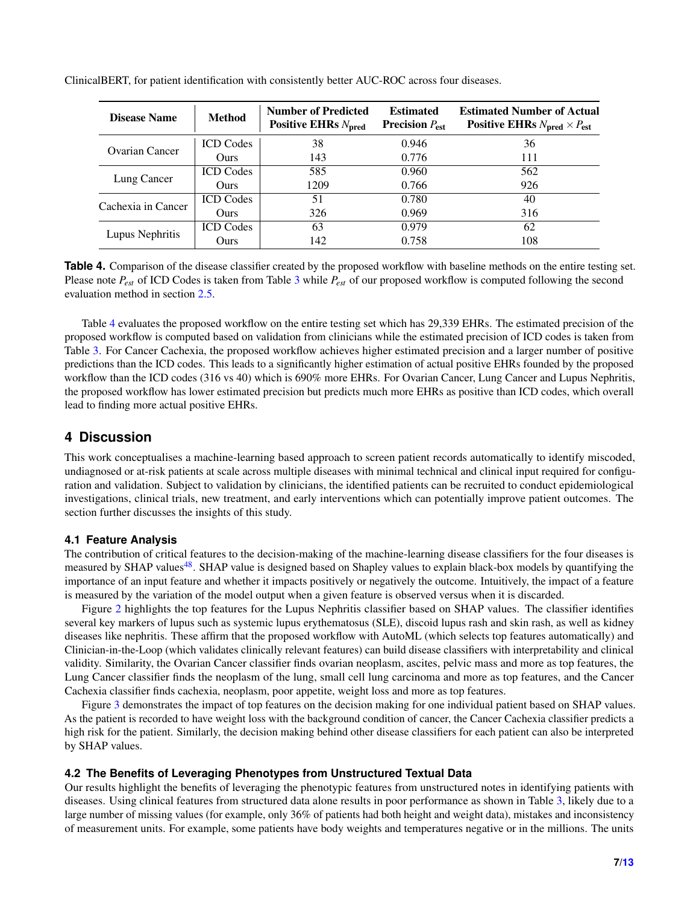ClinicalBERT, for patient identification with consistently better AUC-ROC across four diseases.

| Disease Name | Method | Number of Predicted Positive EHRs $N_{\text{pred}}$ | Estimated Precision $P_{\text{est}}$ | Estimated Number of Actual Positive EHRs $N_{\text{pred}} \times P_{\text{est}}$ |
|---|---|---|---|---|
| Ovarian Cancer | ICD Codes | 38 | 0.946 | 36 |
| | Ours | 143 | 0.776 | 111 |
| Lung Cancer | ICD Codes | 585 | 0.960 | 562 |
| | Ours | 1209 | 0.766 | 926 |
| Cachexia in Cancer | ICD Codes | 51 | 0.780 | 40 |
| | Ours | 326 | 0.969 | 316 |
| Lupus Nephritis | ICD Codes | 63 | 0.979 | 62 |
| | Ours | 142 | 0.758 | 108 |

**Table 4.** Comparison of the disease classifier created by the proposed workflow with baseline methods on the entire testing set. Please note $P_{est}$ of ICD Codes is taken from Table 3 while $P_{est}$ of our proposed workflow is computed following the second evaluation method in section 2.5.

Table 4 evaluates the proposed workflow on the entire testing set which has 29,339 EHRs. The estimated precision of the proposed workflow is computed based on validation from clinicians while the estimated precision of ICD codes is taken from Table 3. For Cancer Cachexia, the proposed workflow achieves higher estimated precision and a larger number of positive predictions than the ICD codes. This leads to a significantly higher estimation of actual positive EHRs founded by the proposed workflow than the ICD codes (316 vs 40) which is 690% more EHRs. For Ovarian Cancer, Lung Cancer and Lupus Nephritis, the proposed workflow has lower estimated precision but predicts much more EHRs as positive than ICD codes, which overall lead to finding more actual positive EHRs.

## 4 Discussion

This work conceptualises a machine-learning based approach to screen patient records automatically to identify miscoded, undiagnosed or at-risk patients at scale across multiple diseases with minimal technical and clinical input required for configuration and validation. Subject to validation by clinicians, the identified patients can be recruited to conduct epidemiological investigations, clinical trials, new treatment, and early interventions which can potentially improve patient outcomes. The section further discusses the insights of this study.

### 4.1 Feature Analysis

The contribution of critical features to the decision-making of the machine-learning disease classifiers for the four diseases is measured by SHAP values[48]. SHAP value is designed based on Shapley values to explain black-box models by quantifying the importance of an input feature and whether it impacts positively or negatively the outcome. Intuitively, the impact of a feature is measured by the variation of the model output when a given feature is observed versus when it is discarded.

Figure 2 highlights the top features for the Lupus Nephritis classifier based on SHAP values. The classifier identifies several key markers of lupus such as systemic lupus erythematosus (SLE), discoid lupus rash and skin rash, as well as kidney diseases like nephritis. These affirm that the proposed workflow with AutoML (which selects top features automatically) and Clinician-in-the-Loop (which validates clinically relevant features) can build disease classifiers with interpretability and clinical validity. Similarity, the Ovarian Cancer classifier finds ovarian neoplasm, ascites, pelvic mass and more as top features, the Lung Cancer classifier finds the neoplasm of the lung, small cell lung carcinoma and more as top features, and the Cancer Cachexia classifier finds cachexia, neoplasm, poor appetite, weight loss and more as top features.

Figure 3 demonstrates the impact of top features on the decision making for one individual patient based on SHAP values. As the patient is recorded to have weight loss with the background condition of cancer, the Cancer Cachexia classifier predicts a high risk for the patient. Similarly, the decision making behind other disease classifiers for each patient can also be interpreted by SHAP values.

### 4.2 The Benefits of Leveraging Phenotypes from Unstructured Textual Data

Our results highlight the benefits of leveraging the phenotypic features from unstructured notes in identifying patients with diseases. Using clinical features from structured data alone results in poor performance as shown in Table 3, likely due to a large number of missing values (for example, only 36% of patients had both height and weight data), mistakes and inconsistency of measurement units. For example, some patients have body weights and temperatures negative or in the millions. The units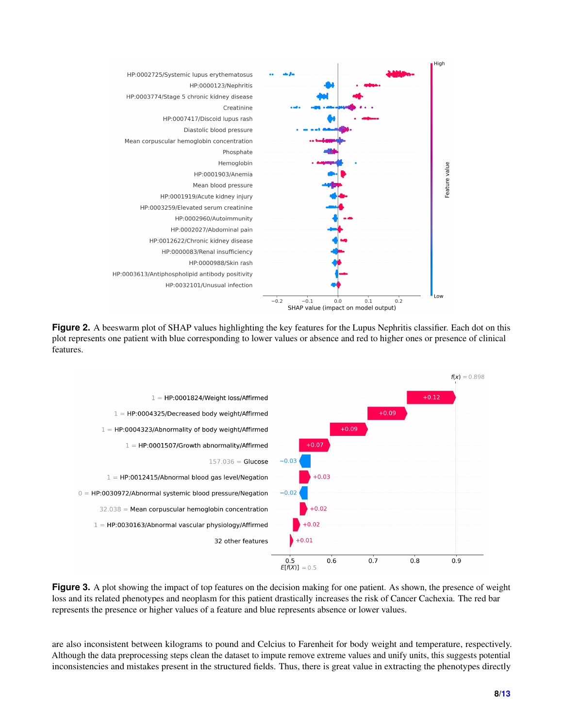**Figure 2.** A beeswarm plot of SHAP values highlighting the key features for the Lupus Nephritis classifier. Each dot on this plot represents one patient with blue corresponding to lower values or absence and red to higher ones or presence of clinical features.

**Figure 3.** A plot showing the impact of top features on the decision making for one patient. As shown, the presence of weight loss and its related phenotypes and neoplasm for this patient drastically increases the risk of Cancer Cachexia. The red bar represents the presence or higher values of a feature and blue represents absence or lower values.

are also inconsistent between kilograms to pound and Celcius to Farenheit for body weight and temperature, respectively. Although the data preprocessing steps clean the dataset to impute remove extreme values and unify units, this suggests potential inconsistencies and mistakes present in the structured fields. Thus, there is great value in extracting the phenotypes directly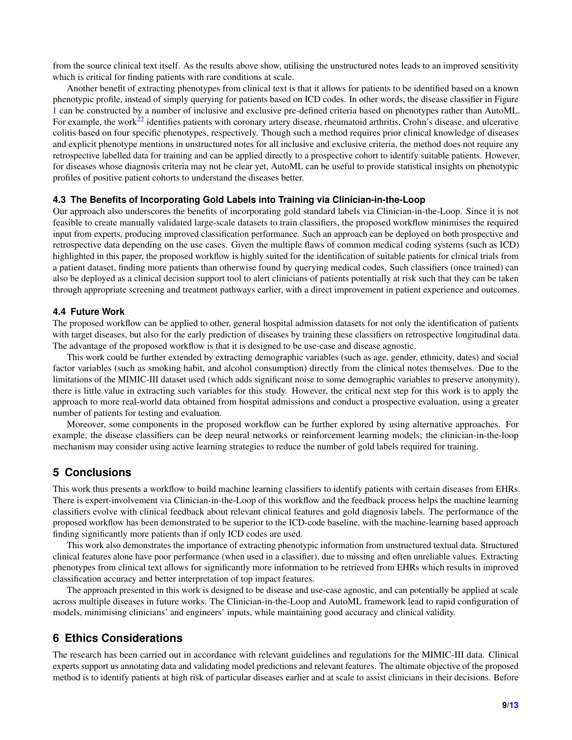from the source clinical text itself. As the results above show, utilising the unstructured notes leads to an improved sensitivity which is critical for finding patients with rare conditions at scale.

Another benefit of extracting phenotypes from clinical text is that it allows for patients to be identified based on a known phenotypic profile, instead of simply querying for patients based on ICD codes. In other words, the disease classifier in Figure 1 can be constructed by a number of inclusive and exclusive pre-defined criteria based on phenotypes rather than AutoML. For example, the work[22] identifies patients with coronary artery disease, rheumatoid arthritis, Crohn's disease, and ulcerative colitis based on four specific phenotypes, respectively. Though such a method requires prior clinical knowledge of diseases and explicit phenotype mentions in unstructured notes for all inclusive and exclusive criteria, the method does not require any retrospective labelled data for training and can be applied directly to a prospective cohort to identify suitable patients. However, for diseases whose diagnosis criteria may not be clear yet, AutoML can be useful to provide statistical insights on phenotypic profiles of positive patient cohorts to understand the diseases better.

### 4.3 The Benefits of Incorporating Gold Labels into Training via Clinician-in-the-Loop

Our approach also underscores the benefits of incorporating gold standard labels via Clinician-in-the-Loop. Since it is not feasible to create manually validated large-scale datasets to train classifiers, the proposed workflow minimises the required input from experts, producing improved classification performance. Such an approach can be deployed on both prospective and retrospective data depending on the use cases. Given the multiple flaws of common medical coding systems (such as ICD) highlighted in this paper, the proposed workflow is highly suited for the identification of suitable patients for clinical trials from a patient dataset, finding more patients than otherwise found by querying medical codes. Such classifiers (once trained) can also be deployed as a clinical decision support tool to alert clinicians of patients potentially at risk such that they can be taken through appropriate screening and treatment pathways earlier, with a direct improvement in patient experience and outcomes.

### 4.4 Future Work

The proposed workflow can be applied to other, general hospital admission datasets for not only the identification of patients with target diseases, but also for the early prediction of diseases by training these classifiers on retrospective longitudinal data. The advantage of the proposed workflow is that it is designed to be use-case and disease agnostic.

This work could be further extended by extracting demographic variables (such as age, gender, ethnicity, dates) and social factor variables (such as smoking habit, and alcohol consumption) directly from the clinical notes themselves. Due to the limitations of the MIMIC-III dataset used (which adds significant noise to some demographic variables to preserve anonymity), there is little value in extracting such variables for this study. However, the critical next step for this work is to apply the approach to more real-world data obtained from hospital admissions and conduct a prospective evaluation, using a greater number of patients for testing and evaluation.

Moreover, some components in the proposed workflow can be further explored by using alternative approaches. For example, the disease classifiers can be deep neural networks or reinforcement learning models; the clinician-in-the-loop mechanism may consider using active learning strategies to reduce the number of gold labels required for training.

## 5 Conclusions

This work thus presents a workflow to build machine learning classifiers to identify patients with certain diseases from EHRs. There is expert-involvement via Clinician-in-the-Loop of this workflow and the feedback process helps the machine learning classifiers evolve with clinical feedback about relevant clinical features and gold diagnosis labels. The performance of the proposed workflow has been demonstrated to be superior to the ICD-code baseline, with the machine-learning based approach finding significantly more patients than if only ICD codes are used.

This work also demonstrates the importance of extracting phenotypic information from unstructured textual data. Structured clinical features alone have poor performance (when used in a classifier), due to missing and often unreliable values. Extracting phenotypes from clinical text allows for significantly more information to be retrieved from EHRs which results in improved classification accuracy and better interpretation of top impact features.

The approach presented in this work is designed to be disease and use-case agnostic, and can potentially be applied at scale across multiple diseases in future works. The Clinician-in-the-Loop and AutoML framework lead to rapid configuration of models, minimising clinicians' and engineers' inputs, while maintaining good accuracy and clinical validity.

## 6 Ethics Considerations

The research has been carried out in accordance with relevant guidelines and regulations for the MIMIC-III data. Clinical experts support us annotating data and validating model predictions and relevant features. The ultimate objective of the proposed method is to identify patients at high risk of particular diseases earlier and at scale to assist clinicians in their decisions. Before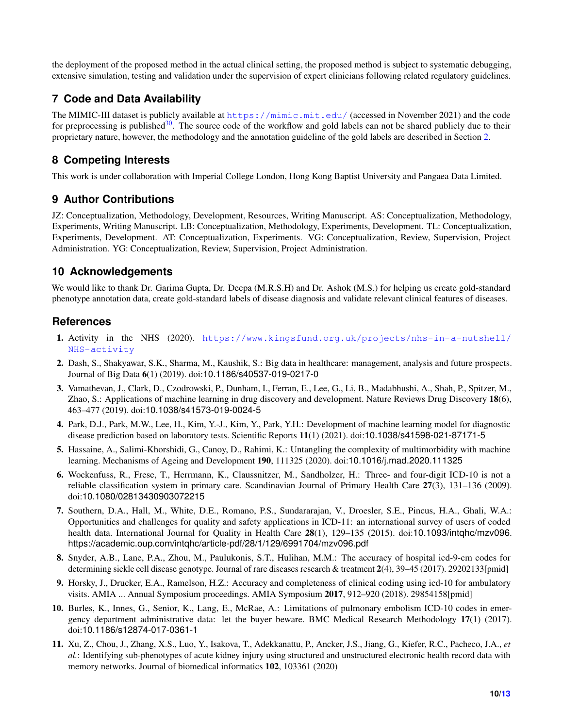the deployment of the proposed method in the actual clinical setting, the proposed method is subject to systematic debugging, extensive simulation, testing and validation under the supervision of expert clinicians following related regulatory guidelines.

## 7 Code and Data Availability

The MIMIC-III dataset is publicly available at https://mimic.mit.edu/ (accessed in November 2021) and the code for preprocessing is published[30]. The source code of the workflow and gold labels can not be shared publicly due to their proprietary nature, however, the methodology and the annotation guideline of the gold labels are described in Section 2.

## 8 Competing Interests

This work is under collaboration with Imperial College London, Hong Kong Baptist University and Pangaea Data Limited.

## 9 Author Contributions

JZ: Conceptualization, Methodology, Development, Resources, Writing Manuscript. AS: Conceptualization, Methodology, Experiments, Writing Manuscript. LB: Conceptualization, Methodology, Experiments, Development. TL: Conceptualization, Experiments, Development. AT: Conceptualization, Experiments. VG: Conceptualization, Review, Supervision, Project Administration. YG: Conceptualization, Review, Supervision, Project Administration.

## 10 Acknowledgements

We would like to thank Dr. Garima Gupta, Dr. Deepa (M.R.S.H) and Dr. Ashok (M.S.) for helping us create gold-standard phenotype annotation data, create gold-standard labels of disease diagnosis and validate relevant clinical features of diseases.

## References

1. Activity in the NHS (2020). https://www.kingsfund.org.uk/projects/nhs-in-a-nutshell/NHS-activity
2. Dash, S., Shakyawar, S.K., Sharma, M., Kaushik, S.: Big data in healthcare: management, analysis and future prospects. Journal of Big Data **6**(1) (2019). doi:10.1186/s40537-019-0217-0
3. Vamathevan, J., Clark, D., Czodrowski, P., Dunham, I., Ferran, E., Lee, G., Li, B., Madabhushi, A., Shah, P., Spitzer, M., Zhao, S.: Applications of machine learning in drug discovery and development. Nature Reviews Drug Discovery **18**(6), 463–477 (2019). doi:10.1038/s41573-019-0024-5
4. Park, D.J., Park, M.W., Lee, H., Kim, Y.-J., Kim, Y., Park, Y.H.: Development of machine learning model for diagnostic disease prediction based on laboratory tests. Scientific Reports **11**(1) (2021). doi:10.1038/s41598-021-87171-5
5. Hassaine, A., Salimi-Khorshidi, G., Canoy, D., Rahimi, K.: Untangling the complexity of multimorbidity with machine learning. Mechanisms of Ageing and Development **190**, 111325 (2020). doi:10.1016/j.mad.2020.111325
6. Wockenfuss, R., Frese, T., Herrmann, K., Claussnitzer, M., Sandholzer, H.: Three- and four-digit ICD-10 is not a reliable classification system in primary care. Scandinavian Journal of Primary Health Care **27**(3), 131–136 (2009). doi:10.1080/02813430903072215
7. Southern, D.A., Hall, M., White, D.E., Romano, P.S., Sundararajan, V., Droesler, S.E., Pincus, H.A., Ghali, W.A.: Opportunities and challenges for quality and safety applications in ICD-11: an international survey of users of coded health data. International Journal for Quality in Health Care **28**(1), 129–135 (2015). doi:10.1093/intqhc/mzv096. https://academic.oup.com/intqhc/article-pdf/28/1/129/6991704/mzv096.pdf
8. Snyder, A.B., Lane, P.A., Zhou, M., Paulukonis, S.T., Hulihan, M.M.: The accuracy of hospital icd-9-cm codes for determining sickle cell disease genotype. Journal of rare diseases research & treatment **2**(4), 39–45 (2017). 29202133[pmid]
9. Horsky, J., Drucker, E.A., Ramelson, H.Z.: Accuracy and completeness of clinical coding using icd-10 for ambulatory visits. AMIA ... Annual Symposium proceedings. AMIA Symposium **2017**, 912–920 (2018). 29854158[pmid]
10. Burles, K., Innes, G., Senior, K., Lang, E., McRae, A.: Limitations of pulmonary embolism ICD-10 codes in emergency department administrative data: let the buyer beware. BMC Medical Research Methodology **17**(1) (2017). doi:10.1186/s12874-017-0361-1
11. Xu, Z., Chou, J., Zhang, X.S., Luo, Y., Isakova, T., Adekkanattu, P., Ancker, J.S., Jiang, G., Kiefer, R.C., Pacheco, J.A., *et al.*: Identifying sub-phenotypes of acute kidney injury using structured and unstructured electronic health record data with memory networks. Journal of biomedical informatics **102**, 103361 (2020)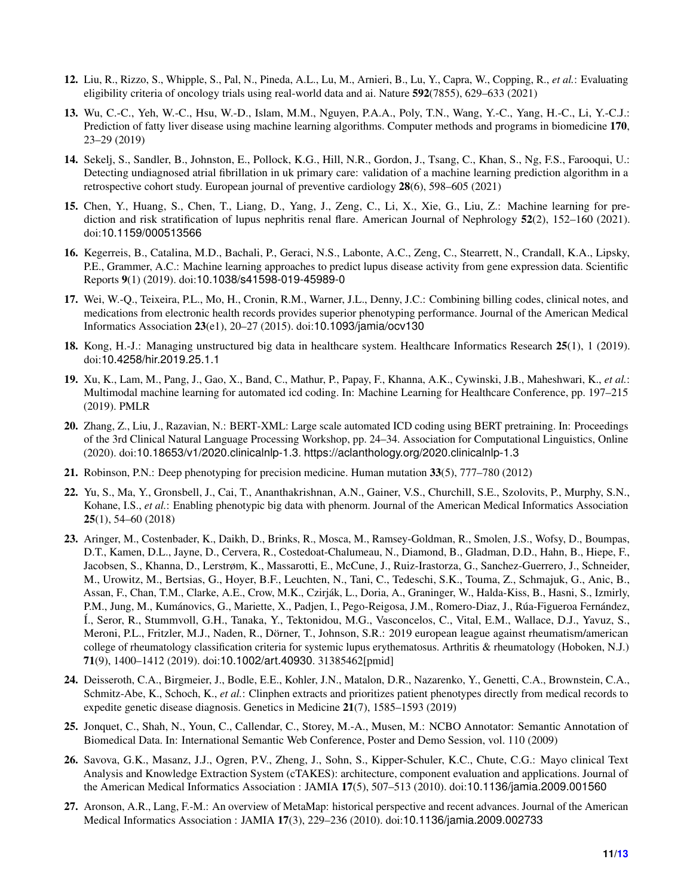**12.** Liu, R., Rizzo, S., Whipple, S., Pal, N., Pineda, A.L., Lu, M., Arnieri, B., Lu, Y., Capra, W., Copping, R., *et al.*: Evaluating eligibility criteria of oncology trials using real-world data and ai. Nature **592**(7855), 629–633 (2021)

**13.** Wu, C.-C., Yeh, W.-C., Hsu, W.-D., Islam, M.M., Nguyen, P.A.A., Poly, T.N., Wang, Y.-C., Yang, H.-C., Li, Y.-C.J.: Prediction of fatty liver disease using machine learning algorithms. Computer methods and programs in biomedicine **170**, 23–29 (2019)

**14.** Sekelj, S., Sandler, B., Johnston, E., Pollock, K.G., Hill, N.R., Gordon, J., Tsang, C., Khan, S., Ng, F.S., Farooqui, U.: Detecting undiagnosed atrial fibrillation in uk primary care: validation of a machine learning prediction algorithm in a retrospective cohort study. European journal of preventive cardiology **28**(6), 598–605 (2021)

**15.** Chen, Y., Huang, S., Chen, T., Liang, D., Yang, J., Zeng, C., Li, X., Xie, G., Liu, Z.: Machine learning for prediction and risk stratification of lupus nephritis renal flare. American Journal of Nephrology **52**(2), 152–160 (2021). doi:10.1159/000513566

**16.** Kegerreis, B., Catalina, M.D., Bachali, P., Geraci, N.S., Labonte, A.C., Zeng, C., Stearrett, N., Crandall, K.A., Lipsky, P.E., Grammer, A.C.: Machine learning approaches to predict lupus disease activity from gene expression data. Scientific Reports **9**(1) (2019). doi:10.1038/s41598-019-45989-0

**17.** Wei, W.-Q., Teixeira, P.L., Mo, H., Cronin, R.M., Warner, J.L., Denny, J.C.: Combining billing codes, clinical notes, and medications from electronic health records provides superior phenotyping performance. Journal of the American Medical Informatics Association **23**(e1), 20–27 (2015). doi:10.1093/jamia/ocv130

**18.** Kong, H.-J.: Managing unstructured big data in healthcare system. Healthcare Informatics Research **25**(1), 1 (2019). doi:10.4258/hir.2019.25.1.1

**19.** Xu, K., Lam, M., Pang, J., Gao, X., Band, C., Mathur, P., Papay, F., Khanna, A.K., Cywinski, J.B., Maheshwari, K., *et al.*: Multimodal machine learning for automated icd coding. In: Machine Learning for Healthcare Conference, pp. 197–215 (2019). PMLR

**20.** Zhang, Z., Liu, J., Razavian, N.: BERT-XML: Large scale automated ICD coding using BERT pretraining. In: Proceedings of the 3rd Clinical Natural Language Processing Workshop, pp. 24–34. Association for Computational Linguistics, Online (2020). doi:10.18653/v1/2020.clinicalnlp-1.3. https://aclanthology.org/2020.clinicalnlp-1.3

**21.** Robinson, P.N.: Deep phenotyping for precision medicine. Human mutation **33**(5), 777–780 (2012)

**22.** Yu, S., Ma, Y., Gronsbell, J., Cai, T., Ananthakrishnan, A.N., Gainer, V.S., Churchill, S.E., Szolovits, P., Murphy, S.N., Kohane, I.S., *et al.*: Enabling phenotypic big data with phenorm. Journal of the American Medical Informatics Association **25**(1), 54–60 (2018)

**23.** Aringer, M., Costenbader, K., Daikh, D., Brinks, R., Mosca, M., Ramsey-Goldman, R., Smolen, J.S., Wofsy, D., Boumpas, D.T., Kamen, D.L., Jayne, D., Cervera, R., Costedoat-Chalumeau, N., Diamond, B., Gladman, D.D., Hahn, B., Hiepe, F., Jacobsen, S., Khanna, D., Lerstrøm, K., Massarotti, E., McCune, J., Ruiz-Irastorza, G., Sanchez-Guerrero, J., Schneider, M., Urowitz, M., Bertsias, G., Hoyer, B.F., Leuchten, N., Tani, C., Tedeschi, S.K., Touma, Z., Schmajuk, G., Anic, B., Assan, F., Chan, T.M., Clarke, A.E., Crow, M.K., Czirják, L., Doria, A., Graninger, W., Halda-Kiss, B., Hasni, S., Izmirly, P.M., Jung, M., Kumánovics, G., Mariette, X., Padjen, I., Pego-Reigosa, J.M., Romero-Diaz, J., Rúa-Figueroa Fernández, Í., Seror, R., Stummvoll, G.H., Tanaka, Y., Tektonidou, M.G., Vasconcelos, C., Vital, E.M., Wallace, D.J., Yavuz, S., Meroni, P.L., Fritzler, M.J., Naden, R., Dörner, T., Johnson, S.R.: 2019 european league against rheumatism/american college of rheumatology classification criteria for systemic lupus erythematosus. Arthritis & rheumatology (Hoboken, N.J.) **71**(9), 1400–1412 (2019). doi:10.1002/art.40930. 31385462[pmid]

**24.** Deisseroth, C.A., Birgmeier, J., Bodle, E.E., Kohler, J.N., Matalon, D.R., Nazarenko, Y., Genetti, C.A., Brownstein, C.A., Schmitz-Abe, K., Schoch, K., *et al.*: Clinphen extracts and prioritizes patient phenotypes directly from medical records to expedite genetic disease diagnosis. Genetics in Medicine **21**(7), 1585–1593 (2019)

**25.** Jonquet, C., Shah, N., Youn, C., Callendar, C., Storey, M.-A., Musen, M.: NCBO Annotator: Semantic Annotation of Biomedical Data. In: International Semantic Web Conference, Poster and Demo Session, vol. 110 (2009)

**26.** Savova, G.K., Masanz, J.J., Ogren, P.V., Zheng, J., Sohn, S., Kipper-Schuler, K.C., Chute, C.G.: Mayo clinical Text Analysis and Knowledge Extraction System (cTAKES): architecture, component evaluation and applications. Journal of the American Medical Informatics Association : JAMIA **17**(5), 507–513 (2010). doi:10.1136/jamia.2009.001560

**27.** Aronson, A.R., Lang, F.-M.: An overview of MetaMap: historical perspective and recent advances. Journal of the American Medical Informatics Association : JAMIA **17**(3), 229–236 (2010). doi:10.1136/jamia.2009.002733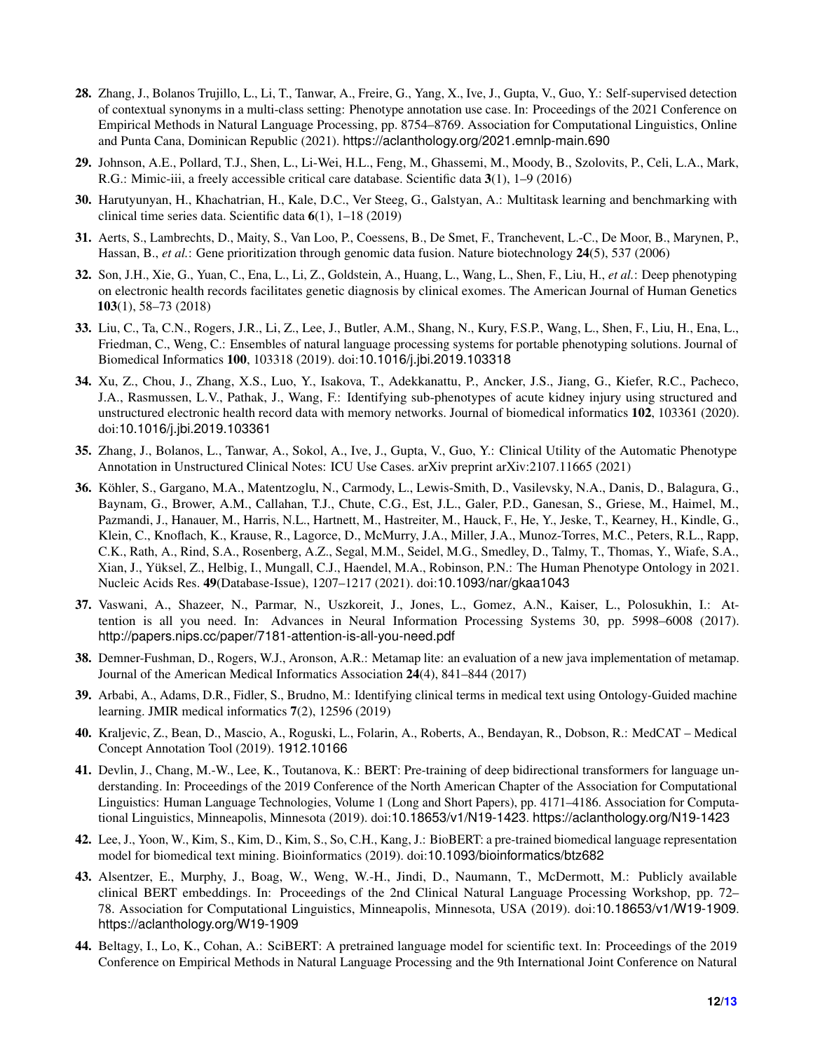**28.** Zhang, J., Bolanos Trujillo, L., Li, T., Tanwar, A., Freire, G., Yang, X., Ive, J., Gupta, V., Guo, Y.: Self-supervised detection of contextual synonyms in a multi-class setting: Phenotype annotation use case. In: Proceedings of the 2021 Conference on Empirical Methods in Natural Language Processing, pp. 8754–8769. Association for Computational Linguistics, Online and Punta Cana, Dominican Republic (2021). https://aclanthology.org/2021.emnlp-main.690

**29.** Johnson, A.E., Pollard, T.J., Shen, L., Li-Wei, H.L., Feng, M., Ghassemi, M., Moody, B., Szolovits, P., Celi, L.A., Mark, R.G.: Mimic-iii, a freely accessible critical care database. Scientific data **3**(1), 1–9 (2016)

**30.** Harutyunyan, H., Khachatrian, H., Kale, D.C., Ver Steeg, G., Galstyan, A.: Multitask learning and benchmarking with clinical time series data. Scientific data **6**(1), 1–18 (2019)

**31.** Aerts, S., Lambrechts, D., Maity, S., Van Loo, P., Coessens, B., De Smet, F., Tranchevent, L.-C., De Moor, B., Marynen, P., Hassan, B., *et al.*: Gene prioritization through genomic data fusion. Nature biotechnology **24**(5), 537 (2006)

**32.** Son, J.H., Xie, G., Yuan, C., Ena, L., Li, Z., Goldstein, A., Huang, L., Wang, L., Shen, F., Liu, H., *et al.*: Deep phenotyping on electronic health records facilitates genetic diagnosis by clinical exomes. The American Journal of Human Genetics **103**(1), 58–73 (2018)

**33.** Liu, C., Ta, C.N., Rogers, J.R., Li, Z., Lee, J., Butler, A.M., Shang, N., Kury, F.S.P., Wang, L., Shen, F., Liu, H., Ena, L., Friedman, C., Weng, C.: Ensembles of natural language processing systems for portable phenotyping solutions. Journal of Biomedical Informatics **100**, 103318 (2019). doi:10.1016/j.jbi.2019.103318

**34.** Xu, Z., Chou, J., Zhang, X.S., Luo, Y., Isakova, T., Adekkanattu, P., Ancker, J.S., Jiang, G., Kiefer, R.C., Pacheco, J.A., Rasmussen, L.V., Pathak, J., Wang, F.: Identifying sub-phenotypes of acute kidney injury using structured and unstructured electronic health record data with memory networks. Journal of biomedical informatics **102**, 103361 (2020). doi:10.1016/j.jbi.2019.103361

**35.** Zhang, J., Bolanos, L., Tanwar, A., Sokol, A., Ive, J., Gupta, V., Guo, Y.: Clinical Utility of the Automatic Phenotype Annotation in Unstructured Clinical Notes: ICU Use Cases. arXiv preprint arXiv:2107.11665 (2021)

**36.** Köhler, S., Gargano, M.A., Matentzoglu, N., Carmody, L., Lewis-Smith, D., Vasilevsky, N.A., Danis, D., Balagura, G., Baynam, G., Brower, A.M., Callahan, T.J., Chute, C.G., Est, J.L., Galer, P.D., Ganesan, S., Griese, M., Haimel, M., Pazmandi, J., Hanauer, M., Harris, N.L., Hartnett, M., Hastreiter, M., Hauck, F., He, Y., Jeske, T., Kearney, H., Kindle, G., Klein, C., Knoflach, K., Krause, R., Lagorce, D., McMurry, J.A., Miller, J.A., Munoz-Torres, M.C., Peters, R.L., Rapp, C.K., Rath, A., Rind, S.A., Rosenberg, A.Z., Segal, M.M., Seidel, M.G., Smedley, D., Talmy, T., Thomas, Y., Wiafe, S.A., Xian, J., Yüksel, Z., Helbig, I., Mungall, C.J., Haendel, M.A., Robinson, P.N.: The Human Phenotype Ontology in 2021. Nucleic Acids Res. **49**(Database-Issue), 1207–1217 (2021). doi:10.1093/nar/gkaa1043

**37.** Vaswani, A., Shazeer, N., Parmar, N., Uszkoreit, J., Jones, L., Gomez, A.N., Kaiser, L., Polosukhin, I.: Attention is all you need. In: Advances in Neural Information Processing Systems 30, pp. 5998–6008 (2017). http://papers.nips.cc/paper/7181-attention-is-all-you-need.pdf

**38.** Demner-Fushman, D., Rogers, W.J., Aronson, A.R.: Metamap lite: an evaluation of a new java implementation of metamap. Journal of the American Medical Informatics Association **24**(4), 841–844 (2017)

**39.** Arbabi, A., Adams, D.R., Fidler, S., Brudno, M.: Identifying clinical terms in medical text using Ontology-Guided machine learning. JMIR medical informatics **7**(2), 12596 (2019)

**40.** Kraljevic, Z., Bean, D., Mascio, A., Roguski, L., Folarin, A., Roberts, A., Bendayan, R., Dobson, R.: MedCAT – Medical Concept Annotation Tool (2019). 1912.10166

**41.** Devlin, J., Chang, M.-W., Lee, K., Toutanova, K.: BERT: Pre-training of deep bidirectional transformers for language understanding. In: Proceedings of the 2019 Conference of the North American Chapter of the Association for Computational Linguistics: Human Language Technologies, Volume 1 (Long and Short Papers), pp. 4171–4186. Association for Computational Linguistics, Minneapolis, Minnesota (2019). doi:10.18653/v1/N19-1423. https://aclanthology.org/N19-1423

**42.** Lee, J., Yoon, W., Kim, S., Kim, D., Kim, S., So, C.H., Kang, J.: BioBERT: a pre-trained biomedical language representation model for biomedical text mining. Bioinformatics (2019). doi:10.1093/bioinformatics/btz682

**43.** Alsentzer, E., Murphy, J., Boag, W., Weng, W.-H., Jindi, D., Naumann, T., McDermott, M.: Publicly available clinical BERT embeddings. In: Proceedings of the 2nd Clinical Natural Language Processing Workshop, pp. 72–78. Association for Computational Linguistics, Minneapolis, Minnesota, USA (2019). doi:10.18653/v1/W19-1909. https://aclanthology.org/W19-1909

**44.** Beltagy, I., Lo, K., Cohan, A.: SciBERT: A pretrained language model for scientific text. In: Proceedings of the 2019 Conference on Empirical Methods in Natural Language Processing and the 9th International Joint Conference on Natural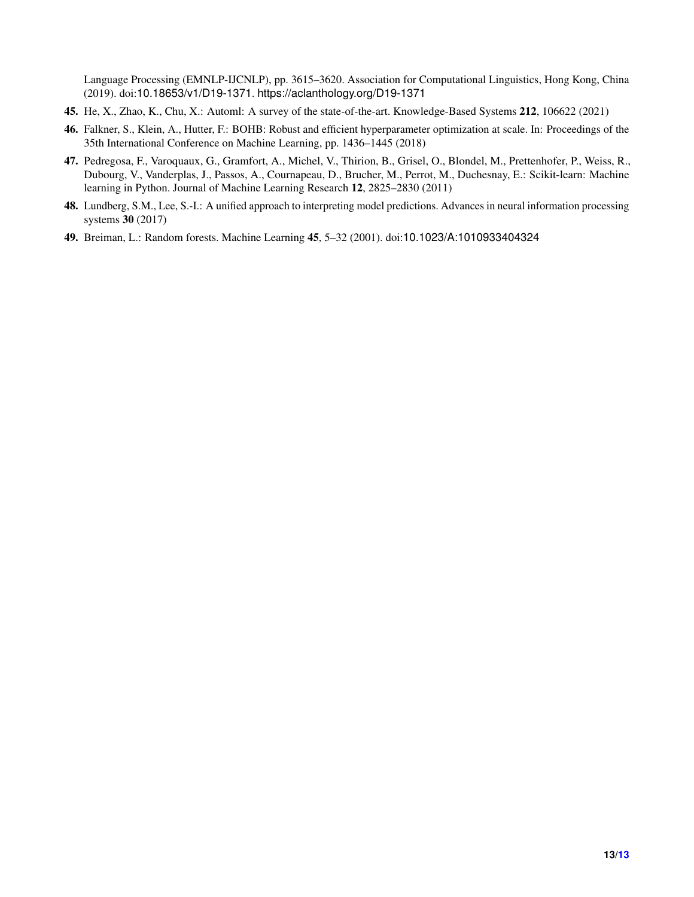Language Processing (EMNLP-IJCNLP), pp. 3615–3620. Association for Computational Linguistics, Hong Kong, China (2019). doi:10.18653/v1/D19-1371. https://aclanthology.org/D19-1371

45. He, X., Zhao, K., Chu, X.: Automl: A survey of the state-of-the-art. Knowledge-Based Systems **212**, 106622 (2021)
46. Falkner, S., Klein, A., Hutter, F.: BOHB: Robust and efficient hyperparameter optimization at scale. In: Proceedings of the 35th International Conference on Machine Learning, pp. 1436–1445 (2018)
47. Pedregosa, F., Varoquaux, G., Gramfort, A., Michel, V., Thirion, B., Grisel, O., Blondel, M., Prettenhofer, P., Weiss, R., Dubourg, V., Vanderplas, J., Passos, A., Cournapeau, D., Brucher, M., Perrot, M., Duchesnay, E.: Scikit-learn: Machine learning in Python. Journal of Machine Learning Research **12**, 2825–2830 (2011)
48. Lundberg, S.M., Lee, S.-I.: A unified approach to interpreting model predictions. Advances in neural information processing systems **30** (2017)
49. Breiman, L.: Random forests. Machine Learning **45**, 5–32 (2001). doi:10.1023/A:1010933404324